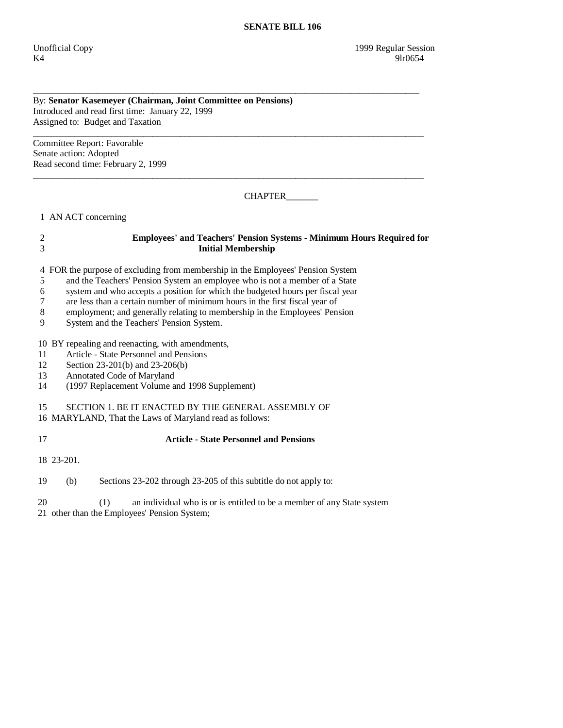# SENATE BILL 106

Unofficial Copy 1999 Regular Session
K4 9lr0654

---

By: **Senator Kasemeyer (Chairman, Joint Committee on Pensions)**
Introduced and read first time: January 22, 1999
Assigned to: Budget and Taxation

---

Committee Report: Favorable
Senate action: Adopted
Read second time: February 2, 1999

---

CHAPTER_______

1 AN ACT concerning

2 **Employees' and Teachers' Pension Systems - Minimum Hours Required for**
3 **Initial Membership**

4 FOR the purpose of excluding from membership in the Employees' Pension System
5 and the Teachers' Pension System an employee who is not a member of a State
6 system and who accepts a position for which the budgeted hours per fiscal year
7 are less than a certain number of minimum hours in the first fiscal year of
8 employment; and generally relating to membership in the Employees' Pension
9 System and the Teachers' Pension System.

10 BY repealing and reenacting, with amendments,
11 Article - State Personnel and Pensions
12 Section 23-201(b) and 23-206(b)
13 Annotated Code of Maryland
14 (1997 Replacement Volume and 1998 Supplement)

15 SECTION 1. BE IT ENACTED BY THE GENERAL ASSEMBLY OF
16 MARYLAND, That the Laws of Maryland read as follows:

17 **Article - State Personnel and Pensions**

18 23-201.

19 (b) Sections 23-202 through 23-205 of this subtitle do not apply to:

20 (1) an individual who is or is entitled to be a member of any State system
21 other than the Employees' Pension System;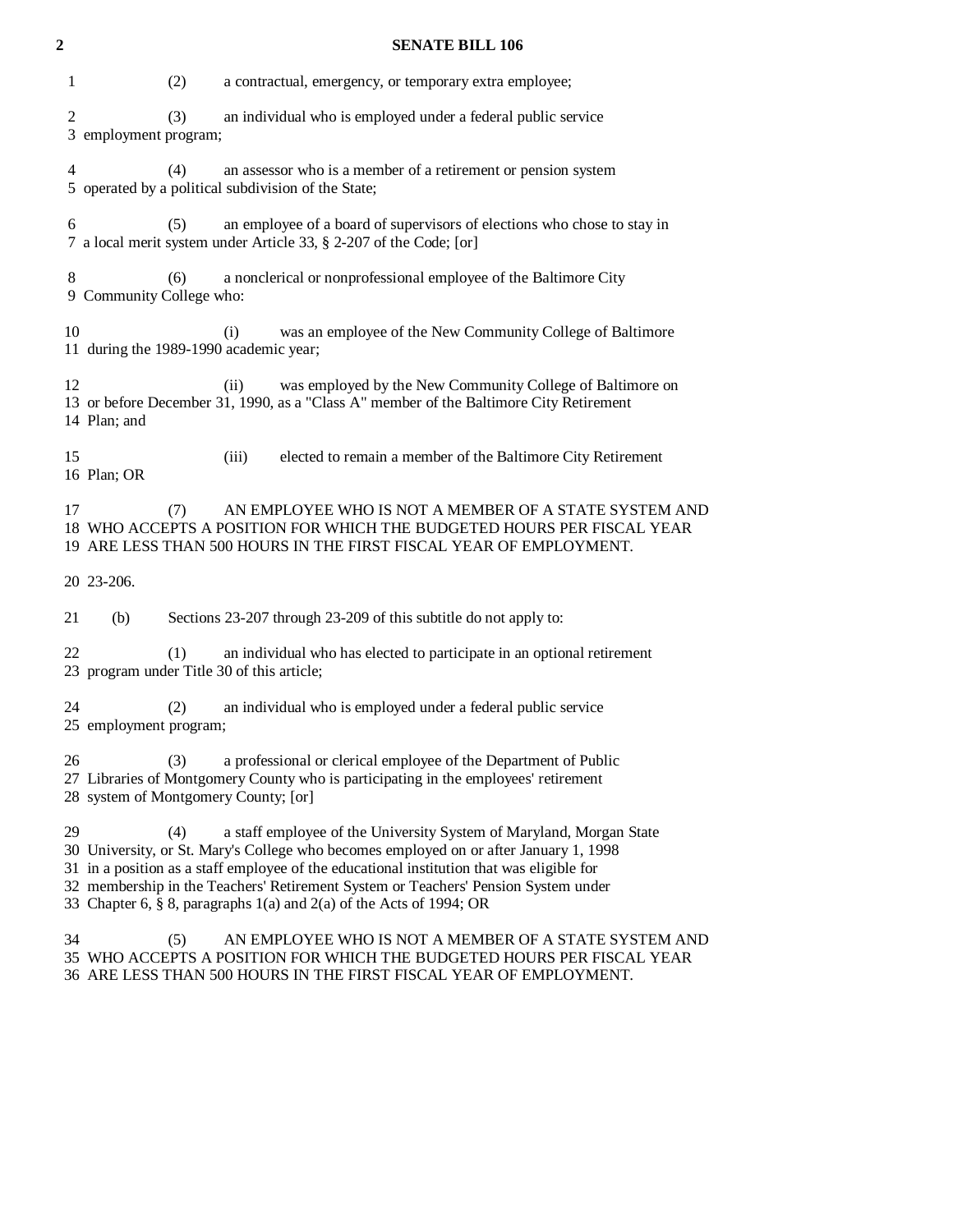(2) a contractual, emergency, or temporary extra employee;

(3) an individual who is employed under a federal public service employment program;

(4) an assessor who is a member of a retirement or pension system operated by a political subdivision of the State;

(5) an employee of a board of supervisors of elections who chose to stay in a local merit system under Article 33, § 2-207 of the Code; [or]

(6) a nonclerical or nonprofessional employee of the Baltimore City Community College who:

(i) was an employee of the New Community College of Baltimore during the 1989-1990 academic year;

(ii) was employed by the New Community College of Baltimore on or before December 31, 1990, as a "Class A" member of the Baltimore City Retirement Plan; and

(iii) elected to remain a member of the Baltimore City Retirement Plan; OR

(7) AN EMPLOYEE WHO IS NOT A MEMBER OF A STATE SYSTEM AND WHO ACCEPTS A POSITION FOR WHICH THE BUDGETED HOURS PER FISCAL YEAR ARE LESS THAN 500 HOURS IN THE FIRST FISCAL YEAR OF EMPLOYMENT.

23-206.

(b) Sections 23-207 through 23-209 of this subtitle do not apply to:

(1) an individual who has elected to participate in an optional retirement program under Title 30 of this article;

(2) an individual who is employed under a federal public service employment program;

(3) a professional or clerical employee of the Department of Public Libraries of Montgomery County who is participating in the employees' retirement system of Montgomery County; [or]

(4) a staff employee of the University System of Maryland, Morgan State University, or St. Mary's College who becomes employed on or after January 1, 1998 in a position as a staff employee of the educational institution that was eligible for membership in the Teachers' Retirement System or Teachers' Pension System under Chapter 6, § 8, paragraphs 1(a) and 2(a) of the Acts of 1994; OR

(5) AN EMPLOYEE WHO IS NOT A MEMBER OF A STATE SYSTEM AND WHO ACCEPTS A POSITION FOR WHICH THE BUDGETED HOURS PER FISCAL YEAR ARE LESS THAN 500 HOURS IN THE FIRST FISCAL YEAR OF EMPLOYMENT.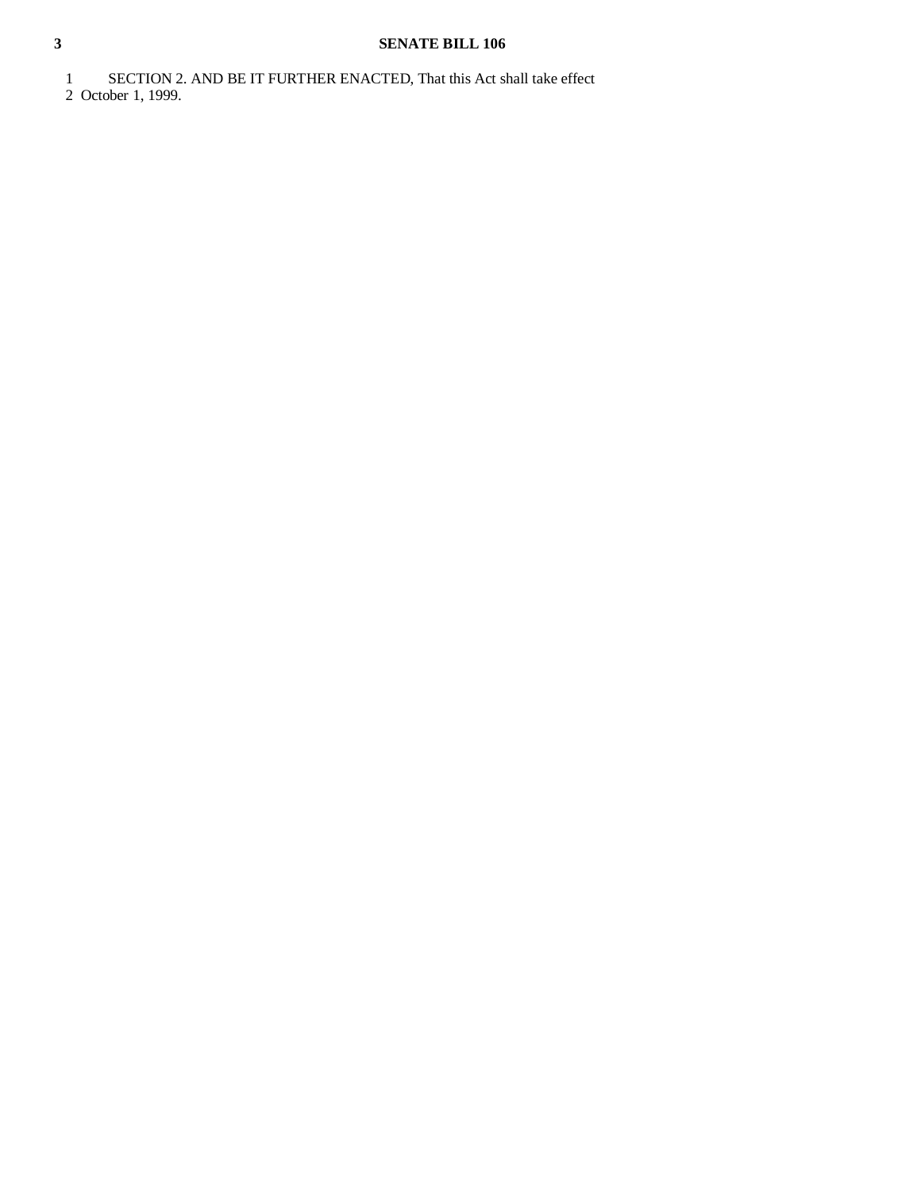SECTION 2. AND BE IT FURTHER ENACTED, That this Act shall take effect October 1, 1999.